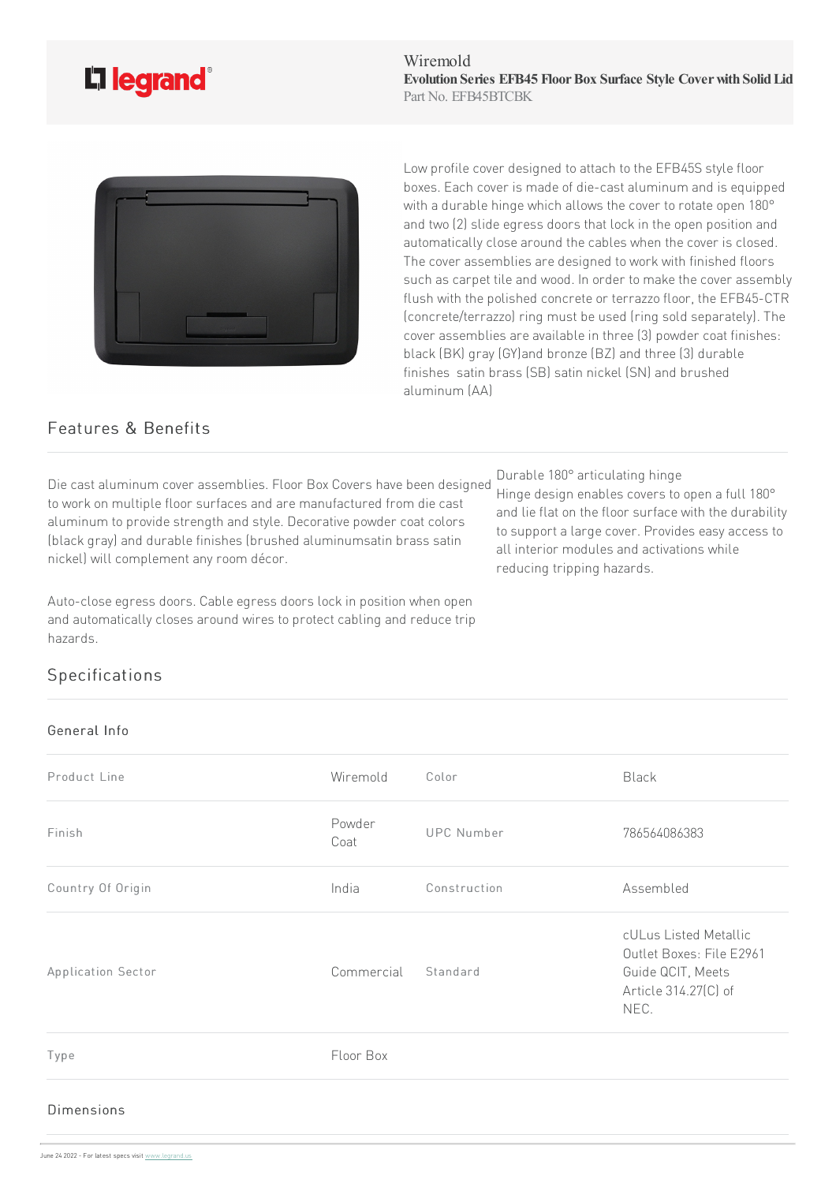Wiremold

**Evolution Series EFB45 Floor Box Surface Style Cover with Solid Lid**

Part No. EFB45BTCBK

Low profile cover designed to attach to the EFB45S style floor boxes. Each cover is made of die-cast aluminum and is equipped with a durable hinge which allows the cover to rotate open 180° and two (2) slide egress doors that lock in the open position and automatically close around the cables when the cover is closed. The cover assemblies are designed to work with finished floors such as carpet tile and wood. In order to make the cover assembly flush with the polished concrete or terrazzo floor, the EFB45-CTR (concrete/terrazzo) ring must be used (ring sold separately). The cover assemblies are available in three (3) powder coat finishes: black (BK) gray (GY)and bronze (BZ) and three (3) durable finishes satin brass (SB) satin nickel (SN) and brushed aluminum (AA)

## Features & Benefits

Die cast aluminum cover assemblies. Floor Box Covers have been designed to work on multiple floor surfaces and are manufactured from die cast aluminum to provide strength and style. Decorative powder coat colors (black gray) and durable finishes (brushed aluminumsatin brass satin nickel) will complement any room décor.

Auto-close egress doors. Cable egress doors lock in position when open and automatically closes around wires to protect cabling and reduce trip hazards.

Durable 180° articulating hinge

Hinge design enables covers to open a full 180° and lie flat on the floor surface with the durability to support a large cover. Provides easy access to all interior modules and activations while reducing tripping hazards.

## Specifications

### General Info

| | | | |
|---|---|---|---|
| Product Line | Wiremold | Color | Black |
| Finish | Powder Coat | UPC Number | 786564086383 |
| Country Of Origin | India | Construction | Assembled |
| Application Sector | Commercial | Standard | cULus Listed Metallic Outlet Boxes: File E2961 Guide QCIT, Meets Article 314.27(C) of NEC. |
| Type | Floor Box | | |

### Dimensions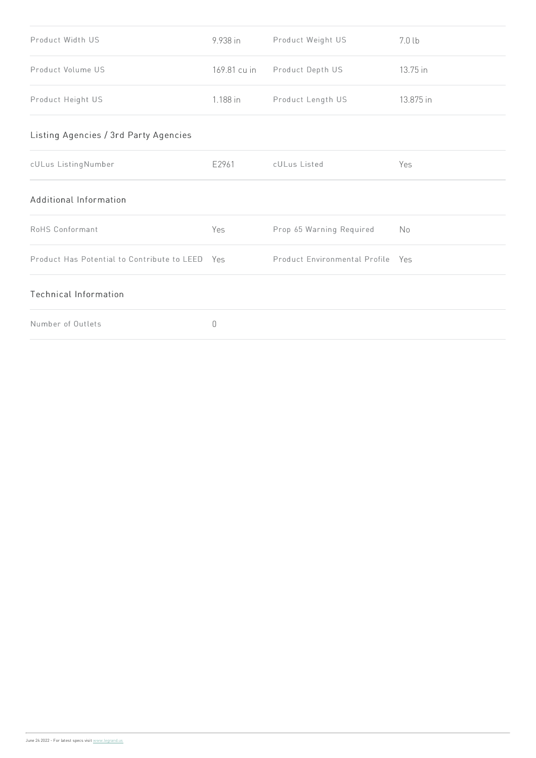| | | | |
|---|---|---|---|
| Product Width US | 9.938 in | Product Weight US | 7.0 lb |
| Product Volume US | 169.81 cu in | Product Depth US | 13.75 in |
| Product Height US | 1.188 in | Product Length US | 13.875 in |

## Listing Agencies / 3rd Party Agencies

| | | | |
|---|---|---|---|
| cULus ListingNumber | E2961 | cULus Listed | Yes |

## Additional Information

| | | | |
|---|---|---|---|
| RoHS Conformant | Yes | Prop 65 Warning Required | No |
| Product Has Potential to Contribute to LEED | Yes | Product Environmental Profile | Yes |

## Technical Information

| | |
|---|---|
| Number of Outlets | 0 |

June 24 2022 - For latest specs visit www.legrand.us